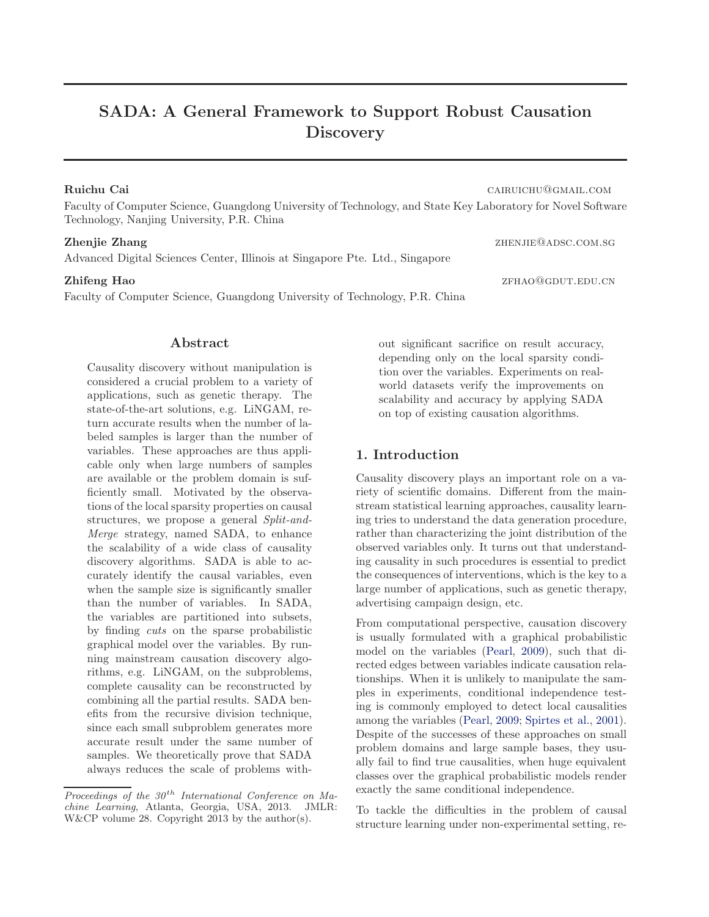# SADA: A General Framework to Support Robust Causation Discovery

**Ruichu Cai** CAIRUICHU@GMAIL.COM

Faculty of Computer Science, Guangdong University of Technology, and State Key Laboratory for Novel Software Technology, Nanjing University, P.R. China

**Zhenjie Zhang** ZHENJIE@ADSC.COM.SG

Advanced Digital Sciences Center, Illinois at Singapore Pte. Ltd., Singapore

**Zhifeng Hao** ZFHAO@GDUT.EDU.CN

Faculty of Computer Science, Guangdong University of Technology, P.R. China

## Abstract

Causality discovery without manipulation is considered a crucial problem to a variety of applications, such as genetic therapy. The state-of-the-art solutions, e.g. LiNGAM, return accurate results when the number of labeled samples is larger than the number of variables. These approaches are thus applicable only when large numbers of samples are available or the problem domain is sufficiently small. Motivated by the observations of the local sparsity properties on causal structures, we propose a general *Split-and-Merge* strategy, named SADA, to enhance the scalability of a wide class of causality discovery algorithms. SADA is able to accurately identify the causal variables, even when the sample size is significantly smaller than the number of variables. In SADA, the variables are partitioned into subsets, by finding *cuts* on the sparse probabilistic graphical model over the variables. By running mainstream causation discovery algorithms, e.g. LiNGAM, on the subproblems, complete causality can be reconstructed by combining all the partial results. SADA benefits from the recursive division technique, since each small subproblem generates more accurate result under the same number of samples. We theoretically prove that SADA always reduces the scale of problems without significant sacrifice on result accuracy, depending only on the local sparsity condition over the variables. Experiments on real-world datasets verify the improvements on scalability and accuracy by applying SADA on top of existing causation algorithms.

*Proceedings of the 30th International Conference on Machine Learning*, Atlanta, Georgia, USA, 2013. JMLR: W&CP volume 28. Copyright 2013 by the author(s).

## 1. Introduction

Causality discovery plays an important role on a variety of scientific domains. Different from the mainstream statistical learning approaches, causality learning tries to understand the data generation procedure, rather than characterizing the joint distribution of the observed variables only. It turns out that understanding causality in such procedures is essential to predict the consequences of interventions, which is the key to a large number of applications, such as genetic therapy, advertising campaign design, etc.

From computational perspective, causation discovery is usually formulated with a graphical probabilistic model on the variables (Pearl, 2009), such that directed edges between variables indicate causation relationships. When it is unlikely to manipulate the samples in experiments, conditional independence testing is commonly employed to detect local causalities among the variables (Pearl, 2009; Spirtes et al., 2001). Despite of the successes of these approaches on small problem domains and large sample bases, they usually fail to find true causalities, when huge equivalent classes over the graphical probabilistic models render exactly the same conditional independence.

To tackle the difficulties in the problem of causal structure learning under non-experimental setting, re-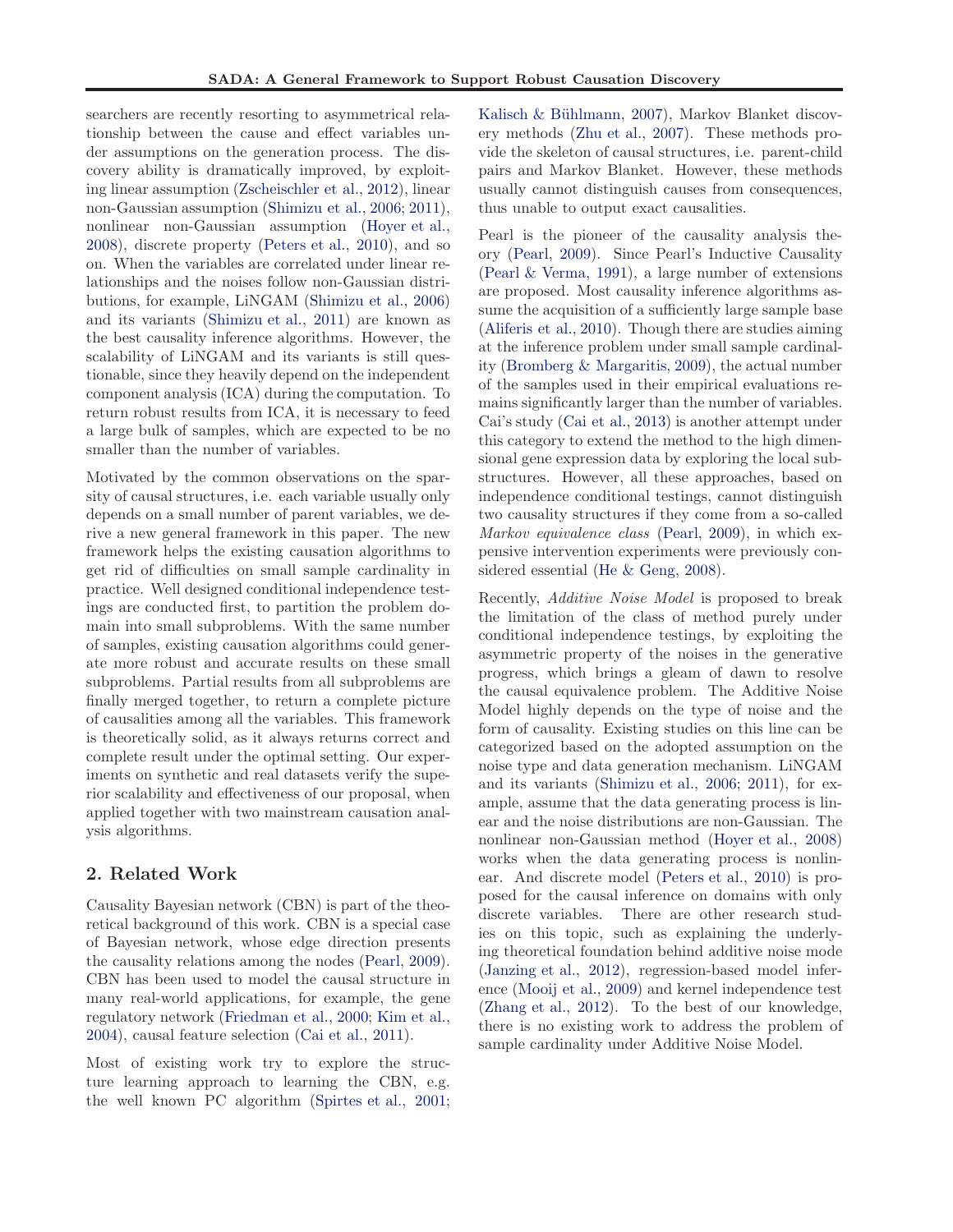searchers are recently resorting to asymmetrical relationship between the cause and effect variables under assumptions on the generation process. The discovery ability is dramatically improved, by exploiting linear assumption (Zscheischler et al., 2012), linear non-Gaussian assumption (Shimizu et al., 2006; 2011), nonlinear non-Gaussian assumption (Hoyer et al., 2008), discrete property (Peters et al., 2010), and so on. When the variables are correlated under linear relationships and the noises follow non-Gaussian distributions, for example, LiNGAM (Shimizu et al., 2006) and its variants (Shimizu et al., 2011) are known as the best causality inference algorithms. However, the scalability of LiNGAM and its variants is still questionable, since they heavily depend on the independent component analysis (ICA) during the computation. To return robust results from ICA, it is necessary to feed a large bulk of samples, which are expected to be no smaller than the number of variables.

Motivated by the common observations on the sparsity of causal structures, i.e. each variable usually only depends on a small number of parent variables, we derive a new general framework in this paper. The new framework helps the existing causation algorithms to get rid of difficulties on small sample cardinality in practice. Well designed conditional independence testings are conducted first, to partition the problem domain into small subproblems. With the same number of samples, existing causation algorithms could generate more robust and accurate results on these small subproblems. Partial results from all subproblems are finally merged together, to return a complete picture of causalities among all the variables. This framework is theoretically solid, as it always returns correct and complete result under the optimal setting. Our experiments on synthetic and real datasets verify the superior scalability and effectiveness of our proposal, when applied together with two mainstream causation analysis algorithms.

## 2. Related Work

Causality Bayesian network (CBN) is part of the theoretical background of this work. CBN is a special case of Bayesian network, whose edge direction presents the causality relations among the nodes (Pearl, 2009). CBN has been used to model the causal structure in many real-world applications, for example, the gene regulatory network (Friedman et al., 2000; Kim et al., 2004), causal feature selection (Cai et al., 2011).

Most of existing work try to explore the structure learning approach to learning the CBN, e.g. the well known PC algorithm (Spirtes et al., 2001; Kalisch & Bühlmann, 2007), Markov Blanket discovery methods (Zhu et al., 2007). These methods provide the skeleton of causal structures, i.e. parent-child pairs and Markov Blanket. However, these methods usually cannot distinguish causes from consequences, thus unable to output exact causalities.

Pearl is the pioneer of the causality analysis theory (Pearl, 2009). Since Pearl's Inductive Causality (Pearl & Verma, 1991), a large number of extensions are proposed. Most causality inference algorithms assume the acquisition of a sufficiently large sample base (Aliferis et al., 2010). Though there are studies aiming at the inference problem under small sample cardinality (Bromberg & Margaritis, 2009), the actual number of the samples used in their empirical evaluations remains significantly larger than the number of variables. Cai's study (Cai et al., 2013) is another attempt under this category to extend the method to the high dimensional gene expression data by exploring the local substructures. However, all these approaches, based on independence conditional testings, cannot distinguish two causality structures if they come from a so-called *Markov equivalence class* (Pearl, 2009), in which expensive intervention experiments were previously considered essential (He & Geng, 2008).

Recently, *Additive Noise Model* is proposed to break the limitation of the class of method purely under conditional independence testings, by exploiting the asymmetric property of the noises in the generative progress, which brings a gleam of dawn to resolve the causal equivalence problem. The Additive Noise Model highly depends on the type of noise and the form of causality. Existing studies on this line can be categorized based on the adopted assumption on the noise type and data generation mechanism. LiNGAM and its variants (Shimizu et al., 2006; 2011), for example, assume that the data generating process is linear and the noise distributions are non-Gaussian. The nonlinear non-Gaussian method (Hoyer et al., 2008) works when the data generating process is nonlinear. And discrete model (Peters et al., 2010) is proposed for the causal inference on domains with only discrete variables. There are other research studies on this topic, such as explaining the underlying theoretical foundation behind additive noise mode (Janzing et al., 2012), regression-based model inference (Mooij et al., 2009) and kernel independence test (Zhang et al., 2012). To the best of our knowledge, there is no existing work to address the problem of sample cardinality under Additive Noise Model.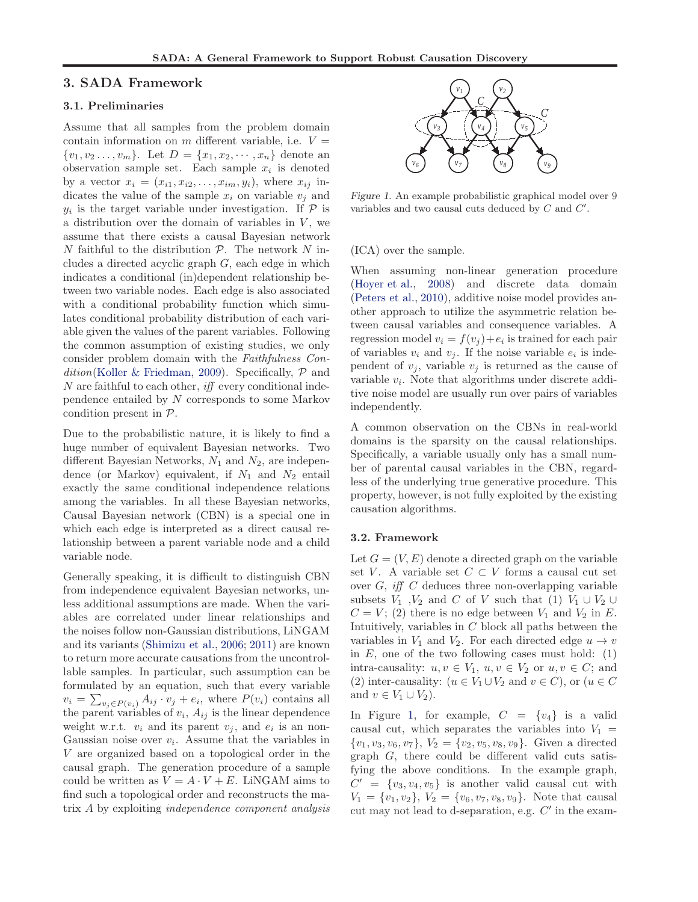## 3. SADA Framework

### 3.1. Preliminaries

Assume that all samples from the problem domain contain information on $m$ different variable, i.e. $V = \{v_1, v_2 \ldots, v_m\}$. Let $D = \{x_1, x_2, \cdots, x_n\}$ denote an observation sample set. Each sample $x_i$ is denoted by a vector $x_i = (x_{i1}, x_{i2}, \ldots, x_{im}, y_i)$, where $x_{ij}$ indicates the value of the sample $x_i$ on variable $v_j$ and $y_i$ is the target variable under investigation. If $\mathcal{P}$ is a distribution over the domain of variables in $V$, we assume that there exists a causal Bayesian network $N$ faithful to the distribution $\mathcal{P}$. The network $N$ includes a directed acyclic graph $G$, each edge in which indicates a conditional (in)dependent relationship between two variable nodes. Each edge is also associated with a conditional probability function which simulates conditional probability distribution of each variable given the values of the parent variables. Following the common assumption of existing studies, we only consider problem domain with the *Faithfulness Condition*(Koller & Friedman, 2009). Specifically, $\mathcal{P}$ and $N$ are faithful to each other, *iff* every conditional independence entailed by $N$ corresponds to some Markov condition present in $\mathcal{P}$.

Due to the probabilistic nature, it is likely to find a huge number of equivalent Bayesian networks. Two different Bayesian Networks, $N_1$ and $N_2$, are independence (or Markov) equivalent, if $N_1$ and $N_2$ entail exactly the same conditional independence relations among the variables. In all these Bayesian networks, Causal Bayesian network (CBN) is a special one in which each edge is interpreted as a direct causal relationship between a parent variable node and a child variable node.

Generally speaking, it is difficult to distinguish CBN from independence equivalent Bayesian networks, unless additional assumptions are made. When the variables are correlated under linear relationships and the noises follow non-Gaussian distributions, LiNGAM and its variants (Shimizu et al., 2006; 2011) are known to return more accurate causations from the uncontrollable samples. In particular, such assumption can be formulated by an equation, such that every variable $v_i = \sum_{v_j \in P(v_i)} A_{ij} \cdot v_j + e_i$, where $P(v_i)$ contains all the parent variables of $v_i$, $A_{ij}$ is the linear dependence weight w.r.t. $v_i$ and its parent $v_j$, and $e_i$ is an non-Gaussian noise over $v_i$. Assume that the variables in $V$ are organized based on a topological order in the causal graph. The generation procedure of a sample could be written as $V = A \cdot V + E$. LiNGAM aims to find such a topological order and reconstructs the matrix $A$ by exploiting *independence component analysis* (ICA) over the sample.

*Figure 1.* An example probabilistic graphical model over 9 variables and two causal cuts deduced by $C$ and $C'$.

When assuming non-linear generation procedure (Hoyer et al., 2008) and discrete data domain (Peters et al., 2010), additive noise model provides another approach to utilize the asymmetric relation between causal variables and consequence variables. A regression model $v_i = f(v_j) + e_i$ is trained for each pair of variables $v_i$ and $v_j$. If the noise variable $e_i$ is independent of $v_j$, variable $v_j$ is returned as the cause of variable $v_i$. Note that algorithms under discrete additive noise model are usually run over pairs of variables independently.

A common observation on the CBNs in real-world domains is the sparsity on the causal relationships. Specifically, a variable usually only has a small number of parental causal variables in the CBN, regardless of the underlying true generative procedure. This property, however, is not fully exploited by the existing causation algorithms.

### 3.2. Framework

Let $G = (V, E)$ denote a directed graph on the variable set $V$. A variable set $C \subset V$ forms a causal cut set over $G$, *iff* $C$ deduces three non-overlapping variable subsets $V_1$, $V_2$ and $C$ of $V$ such that (1) $V_1 \cup V_2 \cup C = V$; (2) there is no edge between $V_1$ and $V_2$ in $E$. Intuitively, variables in $C$ block all paths between the variables in $V_1$ and $V_2$. For each directed edge $u \rightarrow v$ in $E$, one of the two following cases must hold: (1) intra-causality: $u, v \in V_1$, $u, v \in V_2$ or $u, v \in C$; and (2) inter-causality: ($u \in V_1 \cup V_2$ and $v \in C$), or ($u \in C$ and $v \in V_1 \cup V_2$).

In Figure 1, for example, $C = \{v_4\}$ is a valid causal cut, which separates the variables into $V_1 = \{v_1, v_3, v_6, v_7\}$, $V_2 = \{v_2, v_5, v_8, v_9\}$. Given a directed graph $G$, there could be different valid cuts satisfying the above conditions. In the example graph, $C' = \{v_3, v_4, v_5\}$ is another valid causal cut with $V_1 = \{v_1, v_2\}$, $V_2 = \{v_6, v_7, v_8, v_9\}$. Note that causal cut may not lead to d-separation, e.g. $C'$ in the exam-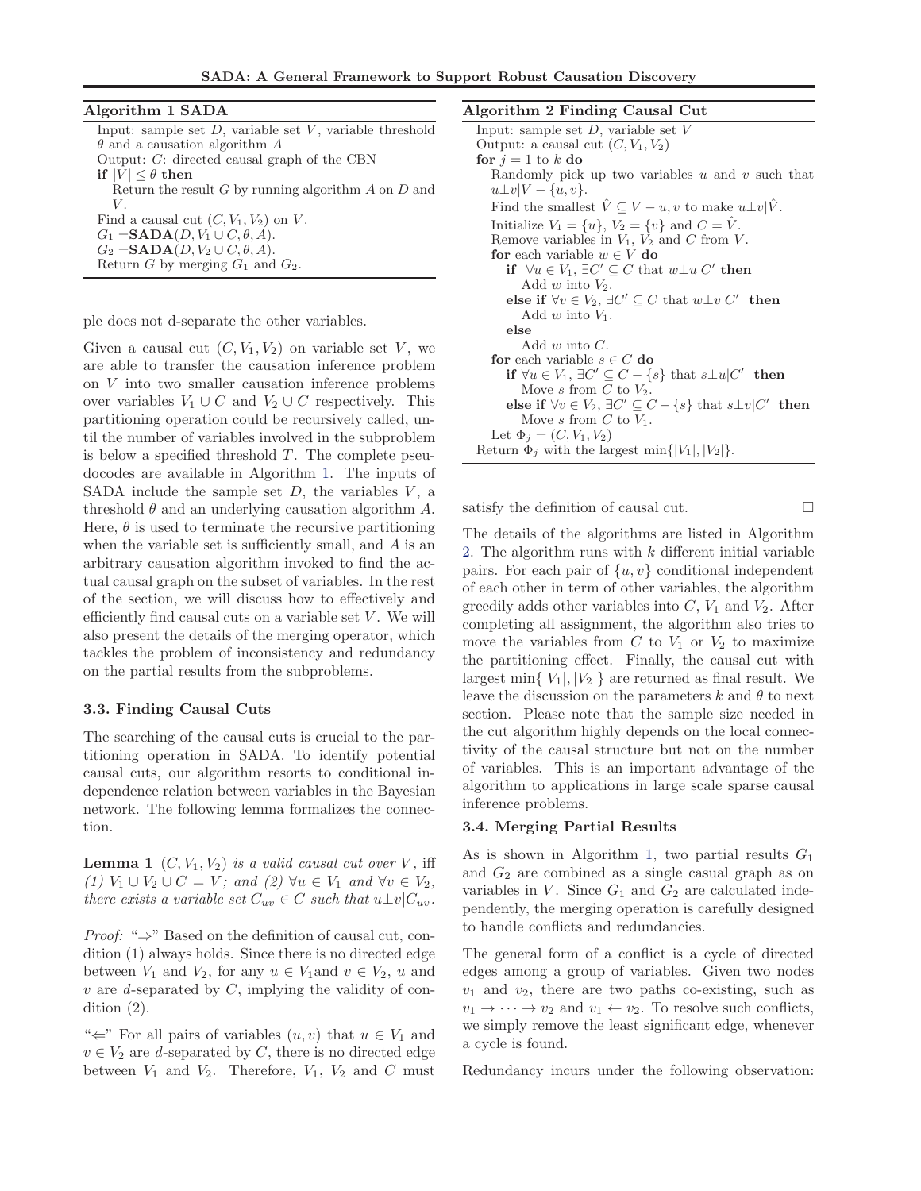**Algorithm 1 SADA**

Input: sample set $D$, variable set $V$, variable threshold $\theta$ and a causation algorithm $A$
Output: $G$: directed causal graph of the CBN
**if** $|V| \le \theta$ **then**
  Return the result $G$ by running algorithm $A$ on $D$ and $V$.
Find a causal cut $(C, V_1, V_2)$ on $V$.
$G_1 = \textbf{SADA}(D, V_1 \cup C, \theta, A)$.
$G_2 = \textbf{SADA}(D, V_2 \cup C, \theta, A)$.
Return $G$ by merging $G_1$ and $G_2$.

**Algorithm 2 Finding Causal Cut**

Input: sample set $D$, variable set $V$
Output: a causal cut $(C, V_1, V_2)$
**for** $j = 1$ to $k$ **do**
  Randomly pick up two variables $u$ and $v$ such that $u \perp v | V - \{u, v\}$.
  Find the smallest $\hat{V} \subseteq V - u, v$ to make $u \perp v | \hat{V}$.
  Initialize $V_1 = \{u\}$, $V_2 = \{v\}$ and $C = \hat{V}$.
  Remove variables in $V_1$, $V_2$ and $C$ from $V$.
  **for** each variable $w \in V$ **do**
    **if** $\forall u \in V_1$, $\exists C' \subseteq C$ that $w \perp u | C'$ **then**
      Add $w$ into $V_2$.
    **else if** $\forall v \in V_2$, $\exists C' \subseteq C$ that $w \perp v | C'$ **then**
      Add $w$ into $V_1$.
    **else**
      Add $w$ into $C$.
  **for** each variable $s \in C$ **do**
    **if** $\forall u \in V_1$, $\exists C' \subseteq C - \{s\}$ that $s \perp u | C'$ **then**
      Move $s$ from $C$ to $V_2$.
    **else if** $\forall v \in V_2$, $\exists C' \subseteq C - \{s\}$ that $s \perp v | C'$ **then**
      Move $s$ from $C$ to $V_1$.
  Let $\Phi_j = (C, V_1, V_2)$
Return $\Phi_j$ with the largest $\min\{|V_1|, |V_2|\}$.

ple does not d-separate the other variables.

Given a causal cut $(C, V_1, V_2)$ on variable set $V$, we are able to transfer the causation inference problem on $V$ into two smaller causation inference problems over variables $V_1 \cup C$ and $V_2 \cup C$ respectively. This partitioning operation could be recursively called, until the number of variables involved in the subproblem is below a specified threshold $T$. The complete pseudocodes are available in Algorithm 1. The inputs of SADA include the sample set $D$, the variables $V$, a threshold $\theta$ and an underlying causation algorithm $A$. Here, $\theta$ is used to terminate the recursive partitioning when the variable set is sufficiently small, and $A$ is an arbitrary causation algorithm invoked to find the actual causal graph on the subset of variables. In the rest of the section, we will discuss how to effectively and efficiently find causal cuts on a variable set $V$. We will also present the details of the merging operator, which tackles the problem of inconsistency and redundancy on the partial results from the subproblems.

### 3.3. Finding Causal Cuts

The searching of the causal cuts is crucial to the partitioning operation in SADA. To identify potential causal cuts, our algorithm resorts to conditional independence relation between variables in the Bayesian network. The following lemma formalizes the connection.

**Lemma 1** *$(C, V_1, V_2)$ is a valid causal cut over $V$,* iff *(1) $V_1 \cup V_2 \cup C = V$; and (2) $\forall u \in V_1$ and $\forall v \in V_2$, there exists a variable set $C_{uv} \in C$ such that $u \perp v | C_{uv}$.*

*Proof:* "$\Rightarrow$" Based on the definition of causal cut, condition (1) always holds. Since there is no directed edge between $V_1$ and $V_2$, for any $u \in V_1$and $v \in V_2$, $u$ and $v$ are $d$-separated by $C$, implying the validity of condition (2).

"$\Leftarrow$" For all pairs of variables $(u, v)$ that $u \in V_1$ and $v \in V_2$ are $d$-separated by $C$, there is no directed edge between $V_1$ and $V_2$. Therefore, $V_1$, $V_2$ and $C$ must satisfy the definition of causal cut. □

The details of the algorithms are listed in Algorithm 2. The algorithm runs with $k$ different initial variable pairs. For each pair of $\{u, v\}$ conditional independent of each other in term of other variables, the algorithm greedily adds other variables into $C$, $V_1$ and $V_2$. After completing all assignment, the algorithm also tries to move the variables from $C$ to $V_1$ or $V_2$ to maximize the partitioning effect. Finally, the causal cut with largest $\min\{|V_1|, |V_2|\}$ are returned as final result. We leave the discussion on the parameters $k$ and $\theta$ to next section. Please note that the sample size needed in the cut algorithm highly depends on the local connectivity of the causal structure but not on the number of variables. This is an important advantage of the algorithm to applications in large scale sparse causal inference problems.

### 3.4. Merging Partial Results

As is shown in Algorithm 1, two partial results $G_1$ and $G_2$ are combined as a single casual graph as on variables in $V$. Since $G_1$ and $G_2$ are calculated independently, the merging operation is carefully designed to handle conflicts and redundancies.

The general form of a conflict is a cycle of directed edges among a group of variables. Given two nodes $v_1$ and $v_2$, there are two paths co-existing, such as $v_1 \rightarrow \cdots \rightarrow v_2$ and $v_1 \leftarrow v_2$. To resolve such conflicts, we simply remove the least significant edge, whenever a cycle is found.

Redundancy incurs under the following observation: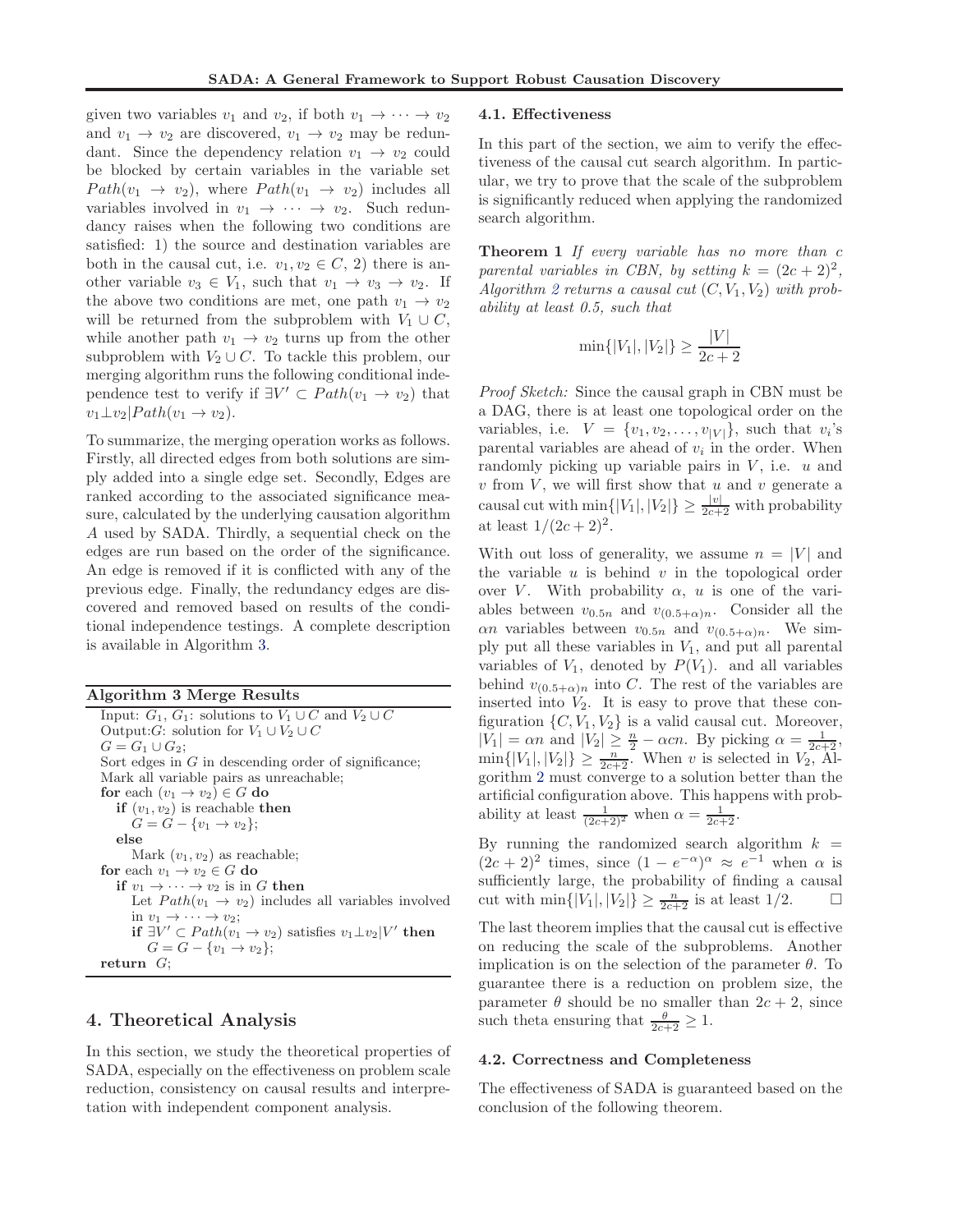given two variables $v_1$ and $v_2$, if both $v_1 \rightarrow \cdots \rightarrow v_2$ and $v_1 \rightarrow v_2$ are discovered, $v_1 \rightarrow v_2$ may be redundant. Since the dependency relation $v_1 \rightarrow v_2$ could be blocked by certain variables in the variable set $Path(v_1 \rightarrow v_2)$, where $Path(v_1 \rightarrow v_2)$ includes all variables involved in $v_1 \rightarrow \cdots \rightarrow v_2$. Such redundancy raises when the following two conditions are satisfied: 1) the source and destination variables are both in the causal cut, i.e. $v_1, v_2 \in C$, 2) there is another variable $v_3 \in V_1$, such that $v_1 \rightarrow v_3 \rightarrow v_2$. If the above two conditions are met, one path $v_1 \rightarrow v_2$ will be returned from the subproblem with $V_1 \cup C$, while another path $v_1 \rightarrow v_2$ turns up from the other subproblem with $V_2 \cup C$. To tackle this problem, our merging algorithm runs the following conditional independence test to verify if $\exists V' \subset Path(v_1 \rightarrow v_2)$ that $v_1 \perp v_2 | Path(v_1 \rightarrow v_2)$.

To summarize, the merging operation works as follows. Firstly, all directed edges from both solutions are simply added into a single edge set. Secondly, Edges are ranked according to the associated significance measure, calculated by the underlying causation algorithm $A$ used by SADA. Thirdly, a sequential check on the edges are run based on the order of the significance. An edge is removed if it is conflicted with any of the previous edge. Finally, the redundancy edges are discovered and removed based on results of the conditional independence testings. A complete description is available in Algorithm 3.

**Algorithm 3 Merge Results**

```
Input: G_1, G_1: solutions to V_1 ∪ C and V_2 ∪ C
Output: G: solution for V_1 ∪ V_2 ∪ C
G = G_1 ∪ G_2;
Sort edges in G in descending order of significance;
Mark all variable pairs as unreachable;
for each (v_1 → v_2) ∈ G do
    if (v_1, v_2) is reachable then
        G = G − {v_1 → v_2};
    else
        Mark (v_1, v_2) as reachable;
for each v_1 → v_2 ∈ G do
    if v_1 → ··· → v_2 is in G then
        Let Path(v_1 → v_2) includes all variables involved
        in v_1 → ··· → v_2;
        if ∃V' ⊂ Path(v_1 → v_2) satisfies v_1 ⊥ v_2 | V' then
            G = G − {v_1 → v_2};
return G;
```

## 4. Theoretical Analysis

In this section, we study the theoretical properties of SADA, especially on the effectiveness on problem scale reduction, consistency on causal results and interpretation with independent component analysis.

### 4.1. Effectiveness

In this part of the section, we aim to verify the effectiveness of the causal cut search algorithm. In particular, we try to prove that the scale of the subproblem is significantly reduced when applying the randomized search algorithm.

**Theorem 1** *If every variable has no more than $c$ parental variables in CBN, by setting $k = (2c+2)^2$, Algorithm 2 returns a causal cut $(C, V_1, V_2)$ with probability at least 0.5, such that*

$$\min\{|V_1|, |V_2|\} \geq \frac{|V|}{2c+2}$$

*Proof Sketch:* Since the causal graph in CBN must be a DAG, there is at least one topological order on the variables, i.e. $V = \{v_1, v_2, \ldots, v_{|V|}\}$, such that $v_i$'s parental variables are ahead of $v_i$ in the order. When randomly picking up variable pairs in $V$, i.e. $u$ and $v$ from $V$, we will first show that $u$ and $v$ generate a causal cut with $\min\{|V_1|, |V_2|\} \geq \frac{|v|}{2c+2}$ with probability at least $1/(2c+2)^2$.

With out loss of generality, we assume $n = |V|$ and the variable $u$ is behind $v$ in the topological order over $V$. With probability $\alpha$, $u$ is one of the variables between $v_{0.5n}$ and $v_{(0.5+\alpha)n}$. Consider all the $\alpha n$ variables between $v_{0.5n}$ and $v_{(0.5+\alpha)n}$. We simply put all these variables in $V_1$, and put all parental variables of $V_1$, denoted by $P(V_1)$. and all variables behind $v_{(0.5+\alpha)n}$ into $C$. The rest of the variables are inserted into $V_2$. It is easy to prove that these configuration $\{C, V_1, V_2\}$ is a valid causal cut. Moreover, $|V_1| = \alpha n$ and $|V_2| \geq \frac{n}{2} - \alpha cn$. By picking $\alpha = \frac{1}{2c+2}$, $\min\{|V_1|, |V_2|\} \geq \frac{n}{2c+2}$. When $v$ is selected in $V_2$, Algorithm 2 must converge to a solution better than the artificial configuration above. This happens with probability at least $\frac{1}{(2c+2)^2}$ when $\alpha = \frac{1}{2c+2}$.

By running the randomized search algorithm $k = (2c+2)^2$ times, since $(1 - e^{-\alpha})^{\alpha} \approx e^{-1}$ when $\alpha$ is sufficiently large, the probability of finding a causal cut with $\min\{|V_1|, |V_2|\} \geq \frac{n}{2c+2}$ is at least $1/2$. □

The last theorem implies that the causal cut is effective on reducing the scale of the subproblems. Another implication is on the selection of the parameter $\theta$. To guarantee there is a reduction on problem size, the parameter $\theta$ should be no smaller than $2c+2$, since such theta ensuring that $\frac{\theta}{2c+2} \geq 1$.

### 4.2. Correctness and Completeness

The effectiveness of SADA is guaranteed based on the conclusion of the following theorem.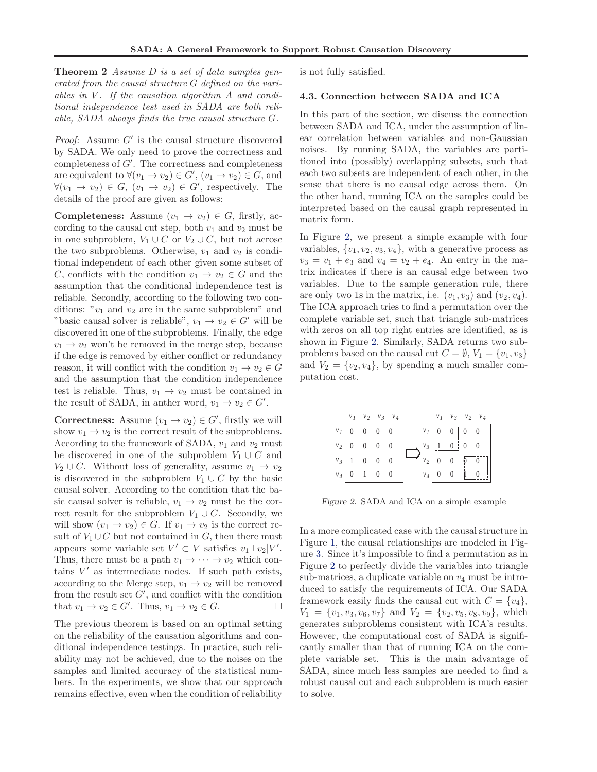**Theorem 2** *Assume $D$ is a set of data samples generated from the causal structure $G$ defined on the variables in $V$. If the causation algorithm $A$ and conditional independence test used in SADA are both reliable, SADA always finds the true causal structure $G$.*

*Proof:* Assume $G'$ is the causal structure discovered by SADA. We only need to prove the correctness and completeness of $G'$. The correctness and completeness are equivalent to $\forall (v_1 \to v_2) \in G'$, $(v_1 \to v_2) \in G$, and $\forall (v_1 \to v_2) \in G$, $(v_1 \to v_2) \in G'$, respectively. The details of the proof are given as follows:

**Completeness:** Assume $(v_1 \to v_2) \in G$, firstly, according to the causal cut step, both $v_1$ and $v_2$ must be in one subproblem, $V_1 \cup C$ or $V_2 \cup C$, but not acrose the two subproblems. Otherwise, $v_1$ and $v_2$ is conditional independent of each other given some subset of $C$, conflicts with the condition $v_1 \to v_2 \in G$ and the assumption that the conditional independence test is reliable. Secondly, according to the following two conditions: "$v_1$ and $v_2$ are in the same subproblem" and "basic causal solver is reliable", $v_1 \to v_2 \in G'$ will be discovered in one of the subproblems. Finally, the edge $v_1 \to v_2$ won't be removed in the merge step, because if the edge is removed by either conflict or redundancy reason, it will conflict with the condition $v_1 \to v_2 \in G$ and the assumption that the condition independence test is reliable. Thus, $v_1 \to v_2$ must be contained in the result of SADA, in anther word, $v_1 \to v_2 \in G'$.

**Correctness:** Assume $(v_1 \to v_2) \in G'$, firstly we will show $v_1 \to v_2$ is the correct result of the subproblems. According to the framework of SADA, $v_1$ and $v_2$ must be discovered in one of the subproblem $V_1 \cup C$ and $V_2 \cup C$. Without loss of generality, assume $v_1 \to v_2$ is discovered in the subproblem $V_1 \cup C$ by the basic causal solver. According to the condition that the basic causal solver is reliable, $v_1 \to v_2$ must be the correct result for the subproblem $V_1 \cup C$. Secondly, we will show $(v_1 \to v_2) \in G$. If $v_1 \to v_2$ is the correct result of $V_1 \cup C$ but not contained in $G$, then there must appears some variable set $V' \subset V$ satisfies $v_1 \perp v_2 | V'$. Thus, there must be a path $v_1 \to \cdots \to v_2$ which contains $V'$ as intermediate nodes. If such path exists, according to the Merge step, $v_1 \to v_2$ will be removed from the result set $G'$, and conflict with the condition that $v_1 \to v_2 \in G'$. Thus, $v_1 \to v_2 \in G$. $\square$

The previous theorem is based on an optimal setting on the reliability of the causation algorithms and conditional independence testings. In practice, such reliability may not be achieved, due to the noises on the samples and limited accuracy of the statistical numbers. In the experiments, we show that our approach remains effective, even when the condition of reliability is not fully satisfied.

### 4.3. Connection between SADA and ICA

In this part of the section, we discuss the connection between SADA and ICA, under the assumption of linear correlation between variables and non-Gaussian noises. By running SADA, the variables are partitioned into (possibly) overlapping subsets, such that each two subsets are independent of each other, in the sense that there is no causal edge across them. On the other hand, running ICA on the samples could be interpreted based on the causal graph represented in matrix form.

In Figure 2, we present a simple example with four variables, $\{v_1, v_2, v_3, v_4\}$, with a generative process as $v_3 = v_1 + e_3$ and $v_4 = v_2 + e_4$. An entry in the matrix indicates if there is an causal edge between two variables. Due to the sample generation rule, there are only two 1s in the matrix, i.e. $(v_1, v_3)$ and $(v_2, v_4)$. The ICA approach tries to find a permutation over the complete variable set, such that triangle sub-matrices with zeros on all top right entries are identified, as is shown in Figure 2. Similarly, SADA returns two subproblems based on the causal cut $C = \emptyset$, $V_1 = \{v_1, v_3\}$ and $V_2 = \{v_2, v_4\}$, by spending a much smaller computation cost.

| | $v_1$ | $v_2$ | $v_3$ | $v_4$ |
|---|---|---|---|---|
| $v_1$ | 0 | 0 | 0 | 0 |
| $v_2$ | 0 | 0 | 0 | 0 |
| $v_3$ | 1 | 0 | 0 | 0 |
| $v_4$ | 0 | 1 | 0 | 0 |

⇒

| | $v_1$ | $v_3$ | $v_2$ | $v_4$ |
|---|---|---|---|---|
| $v_1$ | 0 | 0 | 0 | 0 |
| $v_3$ | 1 | 0 | 0 | 0 |
| $v_2$ | 0 | 0 | 0 | 0 |
| $v_4$ | 0 | 0 | 1 | 0 |

*Figure 2.* SADA and ICA on a simple example

In a more complicated case with the causal structure in Figure 1, the causal relationships are modeled in Figure 3. Since it's impossible to find a permutation as in Figure 2 to perfectly divide the variables into triangle sub-matrices, a duplicate variable on $v_4$ must be introduced to satisfy the requirements of ICA. Our SADA framework easily finds the causal cut with $C = \{v_4\}$, $V_1 = \{v_1, v_3, v_6, v_7\}$ and $V_2 = \{v_2, v_5, v_8, v_9\}$, which generates subproblems consistent with ICA's results. However, the computational cost of SADA is significantly smaller than that of running ICA on the complete variable set. This is the main advantage of SADA, since much less samples are needed to find a robust causal cut and each subproblem is much easier to solve.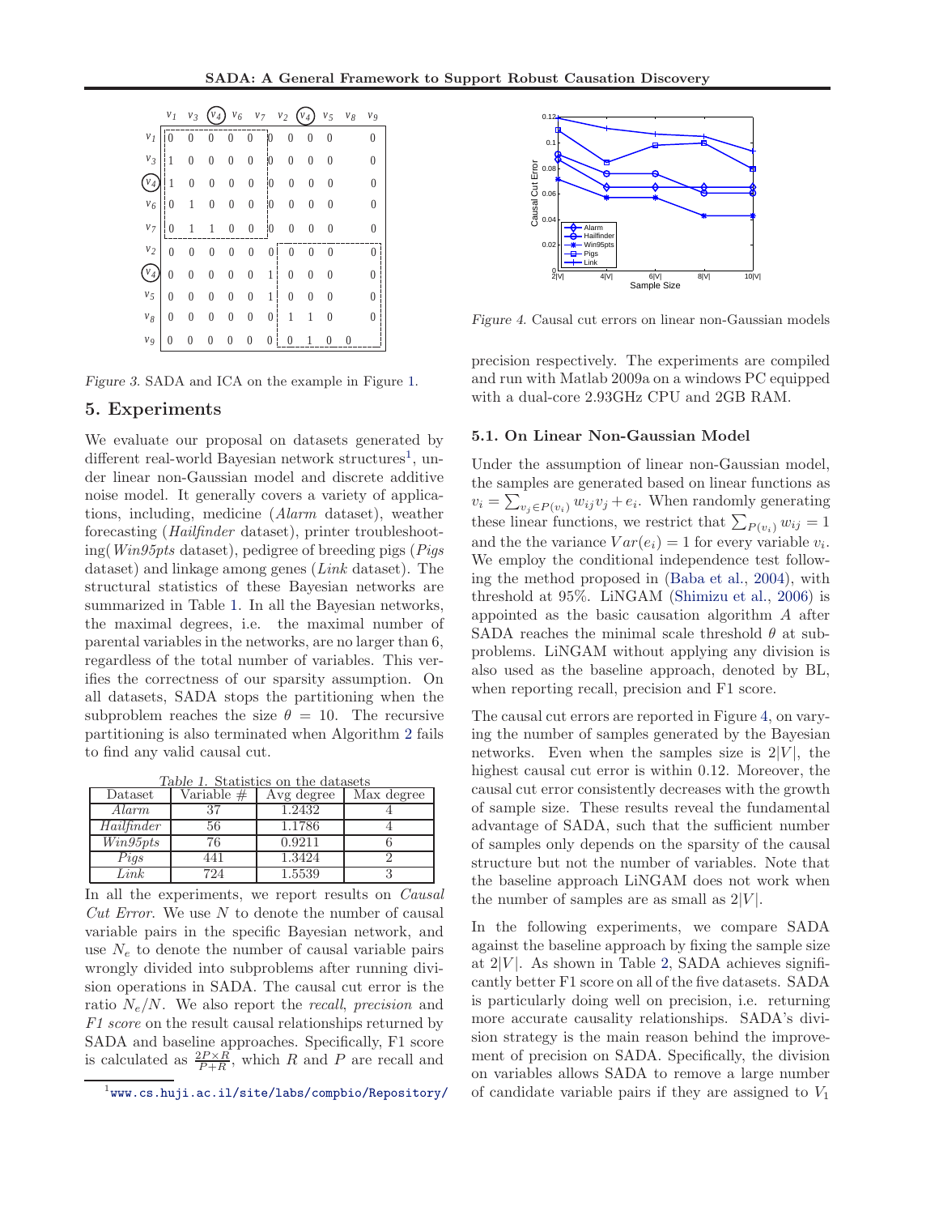Figure 3. SADA and ICA on the example in Figure 1.

## 5. Experiments

We evaluate our proposal on datasets generated by different real-world Bayesian network structures[1], under linear non-Gaussian model and discrete additive noise model. It generally covers a variety of applications, including, medicine (*Alarm* dataset), weather forecasting (*Hailfinder* dataset), printer troubleshooting(*Win95pts* dataset), pedigree of breeding pigs (*Pigs* dataset) and linkage among genes (*Link* dataset). The structural statistics of these Bayesian networks are summarized in Table 1. In all the Bayesian networks, the maximal degrees, i.e. the maximal number of parental variables in the networks, are no larger than 6, regardless of the total number of variables. This verifies the correctness of our sparsity assumption. On all datasets, SADA stops the partitioning when the subproblem reaches the size $\theta = 10$. The recursive partitioning is also terminated when Algorithm 2 fails to find any valid causal cut.

Table 1. Statistics on the datasets

| Dataset | Variable # | Avg degree | Max degree |
|---|---|---|---|
| *Alarm* | 37 | 1.2432 | 4 |
| *Hailfinder* | 56 | 1.1786 | 4 |
| *Win95pts* | 76 | 0.9211 | 6 |
| *Pigs* | 441 | 1.3424 | 2 |
| *Link* | 724 | 1.5539 | 3 |

In all the experiments, we report results on *Causal Cut Error*. We use $N$ to denote the number of causal variable pairs in the specific Bayesian network, and use $N_e$ to denote the number of causal variable pairs wrongly divided into subproblems after running division operations in SADA. The causal cut error is the ratio $N_e/N$. We also report the *recall*, *precision* and *F1 score* on the result causal relationships returned by SADA and baseline approaches. Specifically, F1 score is calculated as $\frac{2P\times R}{P+R}$, which $R$ and $P$ are recall and precision respectively. The experiments are compiled and run with Matlab 2009a on a windows PC equipped with a dual-core 2.93GHz CPU and 2GB RAM.

[1] www.cs.huji.ac.il/site/labs/compbio/Repository/

Figure 4. Causal cut errors on linear non-Gaussian models

### 5.1. On Linear Non-Gaussian Model

Under the assumption of linear non-Gaussian model, the samples are generated based on linear functions as $v_i = \sum_{v_j \in P(v_i)} w_{ij} v_j + e_i$. When randomly generating these linear functions, we restrict that $\sum_{P(v_i)} w_{ij} = 1$ and the the variance $Var(e_i) = 1$ for every variable $v_i$. We employ the conditional independence test following the method proposed in (Baba et al., 2004), with threshold at 95%. LiNGAM (Shimizu et al., 2006) is appointed as the basic causation algorithm $A$ after SADA reaches the minimal scale threshold $\theta$ at subproblems. LiNGAM without applying any division is also used as the baseline approach, denoted by BL, when reporting recall, precision and F1 score.

The causal cut errors are reported in Figure 4, on varying the number of samples generated by the Bayesian networks. Even when the samples size is $2|V|$, the highest causal cut error is within 0.12. Moreover, the causal cut error consistently decreases with the growth of sample size. These results reveal the fundamental advantage of SADA, such that the sufficient number of samples only depends on the sparsity of the causal structure but not the number of variables. Note that the baseline approach LiNGAM does not work when the number of samples are as small as $2|V|$.

In the following experiments, we compare SADA against the baseline approach by fixing the sample size at $2|V|$. As shown in Table 2, SADA achieves significantly better F1 score on all of the five datasets. SADA is particularly doing well on precision, i.e. returning more accurate causality relationships. SADA's division strategy is the main reason behind the improvement of precision on SADA. Specifically, the division on variables allows SADA to remove a large number of candidate variable pairs if they are assigned to $V_1$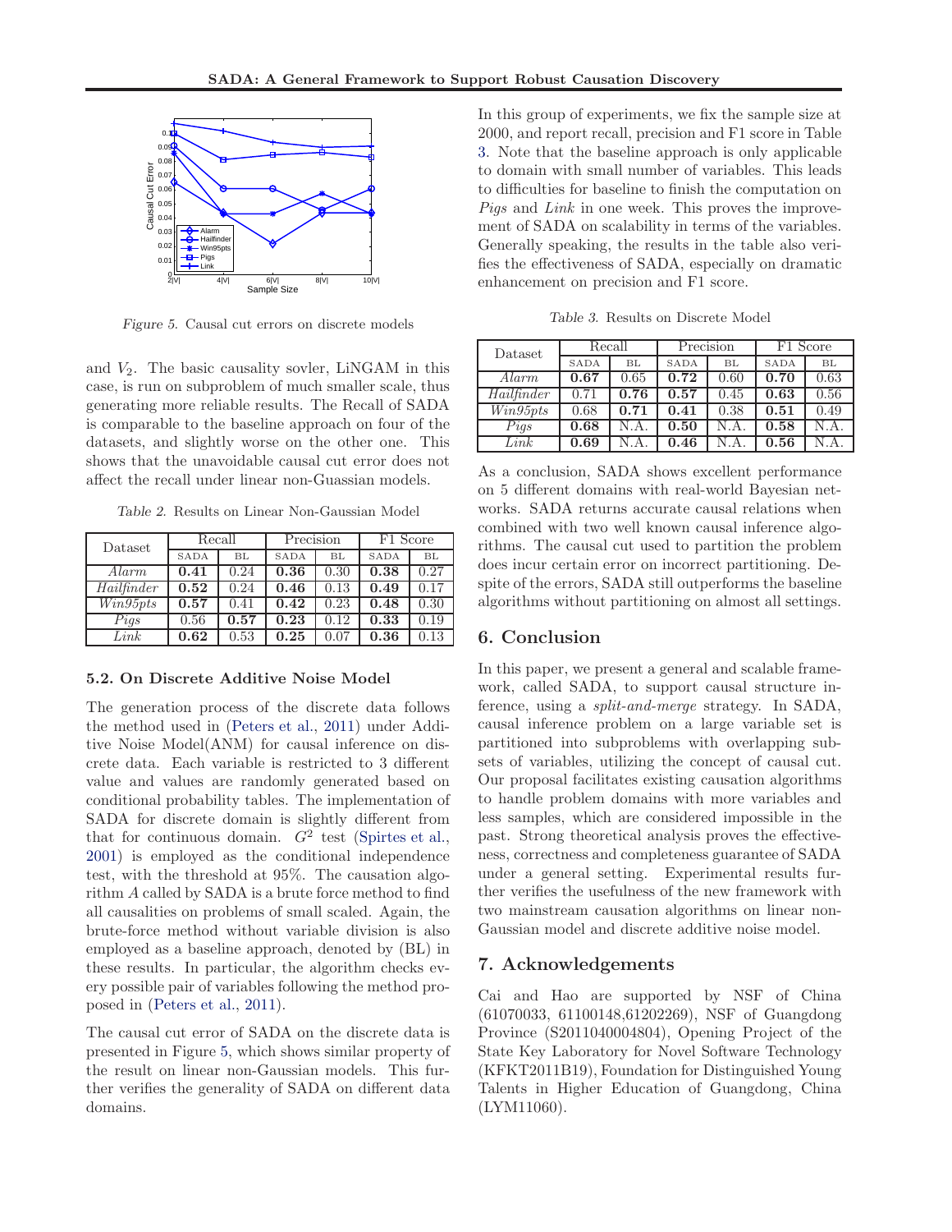Figure 5. Causal cut errors on discrete models

and $V_2$. The basic causality sovler, LiNGAM in this case, is run on subproblem of much smaller scale, thus generating more reliable results. The Recall of SADA is comparable to the baseline approach on four of the datasets, and slightly worse on the other one. This shows that the unavoidable causal cut error does not affect the recall under linear non-Guassian models.

Table 2. Results on Linear Non-Gaussian Model

| Dataset | Recall | | Precision | | F1 Score | |
|---|---|---|---|---|---|---|
| | SADA | BL | SADA | BL | SADA | BL |
| *Alarm* | **0.41** | 0.24 | **0.36** | 0.30 | **0.38** | 0.27 |
| *Hailfinder* | **0.52** | 0.24 | **0.46** | 0.13 | **0.49** | 0.17 |
| *Win95pts* | **0.57** | 0.41 | **0.42** | 0.23 | **0.48** | 0.30 |
| *Pigs* | 0.56 | **0.57** | **0.23** | 0.12 | **0.33** | 0.19 |
| *Link* | **0.62** | 0.53 | **0.25** | 0.07 | **0.36** | 0.13 |

### 5.2. On Discrete Additive Noise Model

The generation process of the discrete data follows the method used in (Peters et al., 2011) under Additive Noise Model(ANM) for causal inference on discrete data. Each variable is restricted to 3 different value and values are randomly generated based on conditional probability tables. The implementation of SADA for discrete domain is slightly different from that for continuous domain. $G^2$ test (Spirtes et al., 2001) is employed as the conditional independence test, with the threshold at 95%. The causation algorithm $A$ called by SADA is a brute force method to find all causalities on problems of small scaled. Again, the brute-force method without variable division is also employed as a baseline approach, denoted by (BL) in these results. In particular, the algorithm checks every possible pair of variables following the method proposed in (Peters et al., 2011).

The causal cut error of SADA on the discrete data is presented in Figure 5, which shows similar property of the result on linear non-Gaussian models. This further verifies the generality of SADA on different data domains.

In this group of experiments, we fix the sample size at 2000, and report recall, precision and F1 score in Table 3. Note that the baseline approach is only applicable to domain with small number of variables. This leads to difficulties for baseline to finish the computation on *Pigs* and *Link* in one week. This proves the improvement of SADA on scalability in terms of the variables. Generally speaking, the results in the table also verifies the effectiveness of SADA, especially on dramatic enhancement on precision and F1 score.

Table 3. Results on Discrete Model

| Dataset | Recall | | Precision | | F1 Score | |
|---|---|---|---|---|---|---|
| | SADA | BL | SADA | BL | SADA | BL |
| *Alarm* | **0.67** | 0.65 | **0.72** | 0.60 | **0.70** | 0.63 |
| *Hailfinder* | 0.71 | **0.76** | **0.57** | 0.45 | **0.63** | 0.56 |
| *Win95pts* | 0.68 | **0.71** | **0.41** | 0.38 | **0.51** | 0.49 |
| *Pigs* | **0.68** | N.A. | **0.50** | N.A. | **0.58** | N.A. |
| *Link* | **0.69** | N.A. | **0.46** | N.A. | **0.56** | N.A. |

As a conclusion, SADA shows excellent performance on 5 different domains with real-world Bayesian networks. SADA returns accurate causal relations when combined with two well known causal inference algorithms. The causal cut used to partition the problem does incur certain error on incorrect partitioning. Despite of the errors, SADA still outperforms the baseline algorithms without partitioning on almost all settings.

## 6. Conclusion

In this paper, we present a general and scalable framework, called SADA, to support causal structure inference, using a *split-and-merge* strategy. In SADA, causal inference problem on a large variable set is partitioned into subproblems with overlapping subsets of variables, utilizing the concept of causal cut. Our proposal facilitates existing causation algorithms to handle problem domains with more variables and less samples, which are considered impossible in the past. Strong theoretical analysis proves the effectiveness, correctness and completeness guarantee of SADA under a general setting. Experimental results further verifies the usefulness of the new framework with two mainstream causation algorithms on linear non-Gaussian model and discrete additive noise model.

## 7. Acknowledgements

Cai and Hao are supported by NSF of China (61070033, 61100148,61202269), NSF of Guangdong Province (S2011040004804), Opening Project of the State Key Laboratory for Novel Software Technology (KFKT2011B19), Foundation for Distinguished Young Talents in Higher Education of Guangdong, China (LYM11060).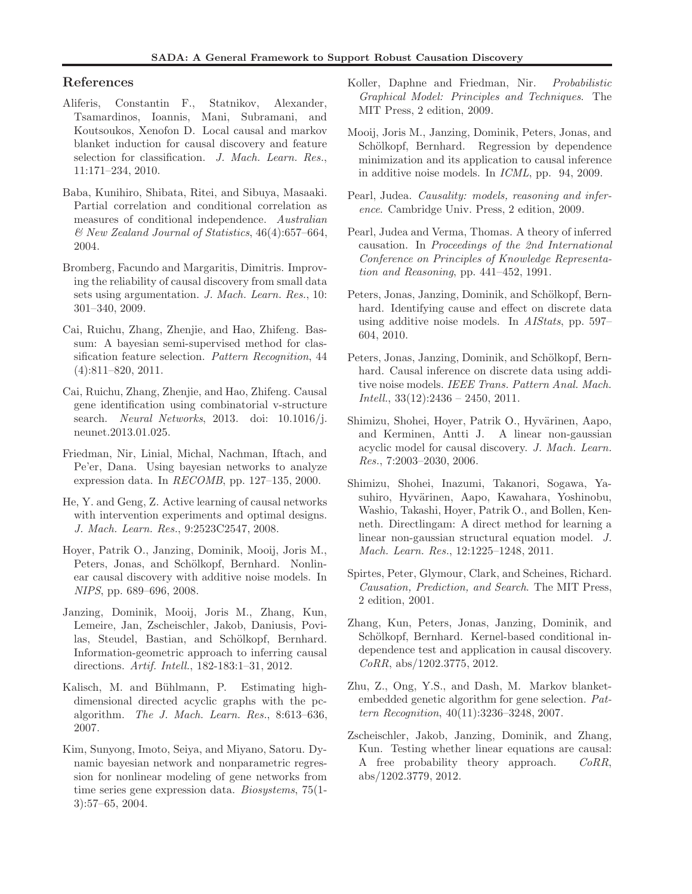## References

Aliferis, Constantin F., Statnikov, Alexander, Tsamardinos, Ioannis, Mani, Subramani, and Koutsoukos, Xenofon D. Local causal and markov blanket induction for causal discovery and feature selection for classification. *J. Mach. Learn. Res.*, 11:171–234, 2010.

Baba, Kunihiro, Shibata, Ritei, and Sibuya, Masaaki. Partial correlation and conditional correlation as measures of conditional independence. *Australian & New Zealand Journal of Statistics*, 46(4):657–664, 2004.

Bromberg, Facundo and Margaritis, Dimitris. Improving the reliability of causal discovery from small data sets using argumentation. *J. Mach. Learn. Res.*, 10: 301–340, 2009.

Cai, Ruichu, Zhang, Zhenjie, and Hao, Zhifeng. Bassum: A bayesian semi-supervised method for classification feature selection. *Pattern Recognition*, 44 (4):811–820, 2011.

Cai, Ruichu, Zhang, Zhenjie, and Hao, Zhifeng. Causal gene identification using combinatorial v-structure search. *Neural Networks*, 2013. doi: 10.1016/j.neunet.2013.01.025.

Friedman, Nir, Linial, Michal, Nachman, Iftach, and Pe'er, Dana. Using bayesian networks to analyze expression data. In *RECOMB*, pp. 127–135, 2000.

He, Y. and Geng, Z. Active learning of causal networks with intervention experiments and optimal designs. *J. Mach. Learn. Res.*, 9:2523C2547, 2008.

Hoyer, Patrik O., Janzing, Dominik, Mooij, Joris M., Peters, Jonas, and Schölkopf, Bernhard. Nonlinear causal discovery with additive noise models. In *NIPS*, pp. 689–696, 2008.

Janzing, Dominik, Mooij, Joris M., Zhang, Kun, Lemeire, Jan, Zscheischler, Jakob, Daniusis, Povilas, Steudel, Bastian, and Schölkopf, Bernhard. Information-geometric approach to inferring causal directions. *Artif. Intell.*, 182-183:1–31, 2012.

Kalisch, M. and Bühlmann, P. Estimating high-dimensional directed acyclic graphs with the pc-algorithm. *The J. Mach. Learn. Res.*, 8:613–636, 2007.

Kim, Sunyong, Imoto, Seiya, and Miyano, Satoru. Dynamic bayesian network and nonparametric regression for nonlinear modeling of gene networks from time series gene expression data. *Biosystems*, 75(1-3):57–65, 2004.

Koller, Daphne and Friedman, Nir. *Probabilistic Graphical Model: Principles and Techniques*. The MIT Press, 2 edition, 2009.

Mooij, Joris M., Janzing, Dominik, Peters, Jonas, and Schölkopf, Bernhard. Regression by dependence minimization and its application to causal inference in additive noise models. In *ICML*, pp. 94, 2009.

Pearl, Judea. *Causality: models, reasoning and inference*. Cambridge Univ. Press, 2 edition, 2009.

Pearl, Judea and Verma, Thomas. A theory of inferred causation. In *Proceedings of the 2nd International Conference on Principles of Knowledge Representation and Reasoning*, pp. 441–452, 1991.

Peters, Jonas, Janzing, Dominik, and Schölkopf, Bernhard. Identifying cause and effect on discrete data using additive noise models. In *AIStats*, pp. 597–604, 2010.

Peters, Jonas, Janzing, Dominik, and Schölkopf, Bernhard. Causal inference on discrete data using additive noise models. *IEEE Trans. Pattern Anal. Mach. Intell.*, 33(12):2436 – 2450, 2011.

Shimizu, Shohei, Hoyer, Patrik O., Hyvärinen, Aapo, and Kerminen, Antti J. A linear non-gaussian acyclic model for causal discovery. *J. Mach. Learn. Res.*, 7:2003–2030, 2006.

Shimizu, Shohei, Inazumi, Takanori, Sogawa, Yasuhiro, Hyvärinen, Aapo, Kawahara, Yoshinobu, Washio, Takashi, Hoyer, Patrik O., and Bollen, Kenneth. Directlingam: A direct method for learning a linear non-gaussian structural equation model. *J. Mach. Learn. Res.*, 12:1225–1248, 2011.

Spirtes, Peter, Glymour, Clark, and Scheines, Richard. *Causation, Prediction, and Search*. The MIT Press, 2 edition, 2001.

Zhang, Kun, Peters, Jonas, Janzing, Dominik, and Schölkopf, Bernhard. Kernel-based conditional independence test and application in causal discovery. *CoRR*, abs/1202.3775, 2012.

Zhu, Z., Ong, Y.S., and Dash, M. Markov blanket-embedded genetic algorithm for gene selection. *Pattern Recognition*, 40(11):3236–3248, 2007.

Zscheischler, Jakob, Janzing, Dominik, and Zhang, Kun. Testing whether linear equations are causal: A free probability theory approach. *CoRR*, abs/1202.3779, 2012.